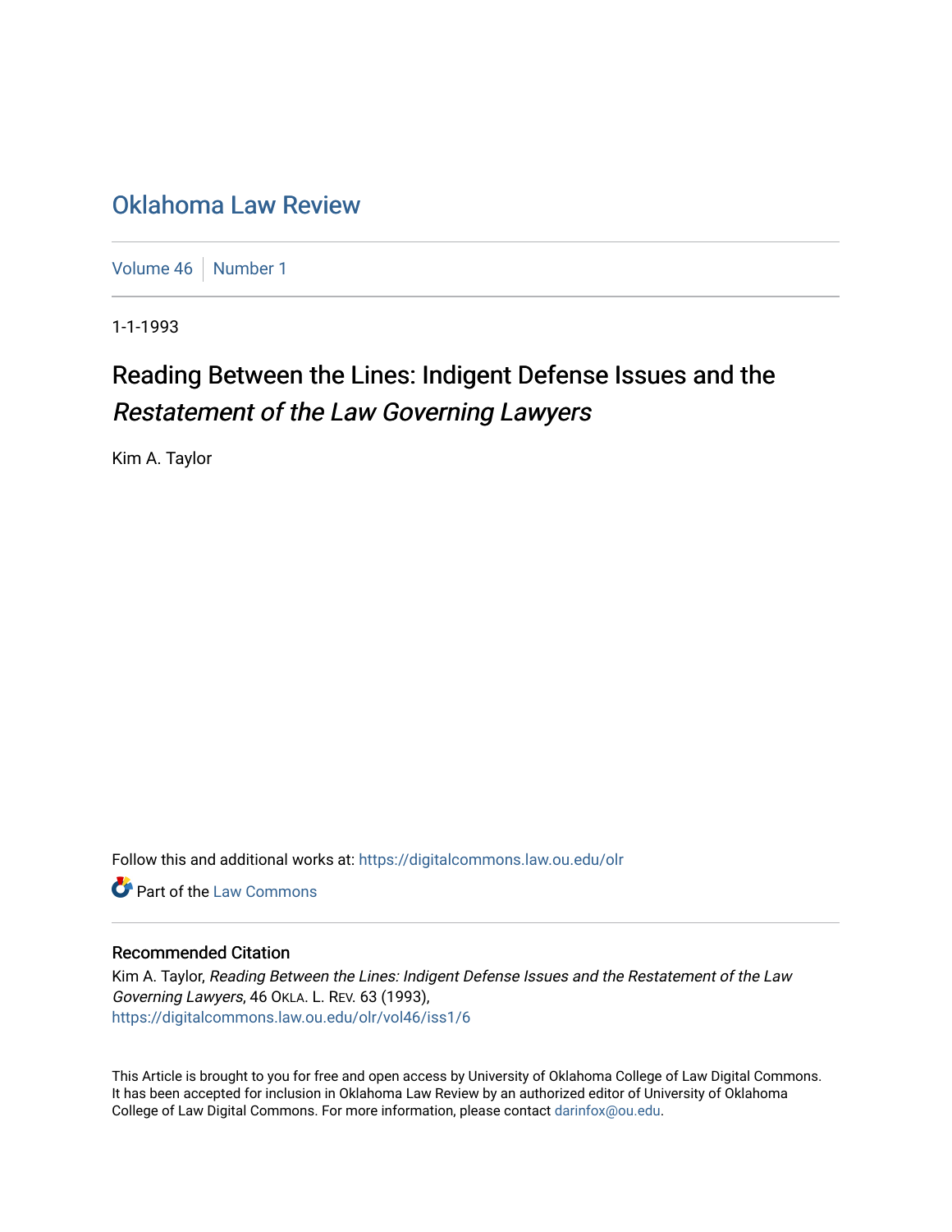# Oklahoma Law Review

Volume 46 | Number 1

1-1-1993

## Reading Between the Lines: Indigent Defense Issues and the *Restatement of the Law Governing Lawyers*

Kim A. Taylor

Follow this and additional works at: https://digitalcommons.law.ou.edu/olr

Part of the Law Commons

### Recommended Citation

Kim A. Taylor, *Reading Between the Lines: Indigent Defense Issues and the Restatement of the Law Governing Lawyers*, 46 OKLA. L. REV. 63 (1993),
https://digitalcommons.law.ou.edu/olr/vol46/iss1/6

This Article is brought to you for free and open access by University of Oklahoma College of Law Digital Commons. It has been accepted for inclusion in Oklahoma Law Review by an authorized editor of University of Oklahoma College of Law Digital Commons. For more information, please contact darinfox@ou.edu.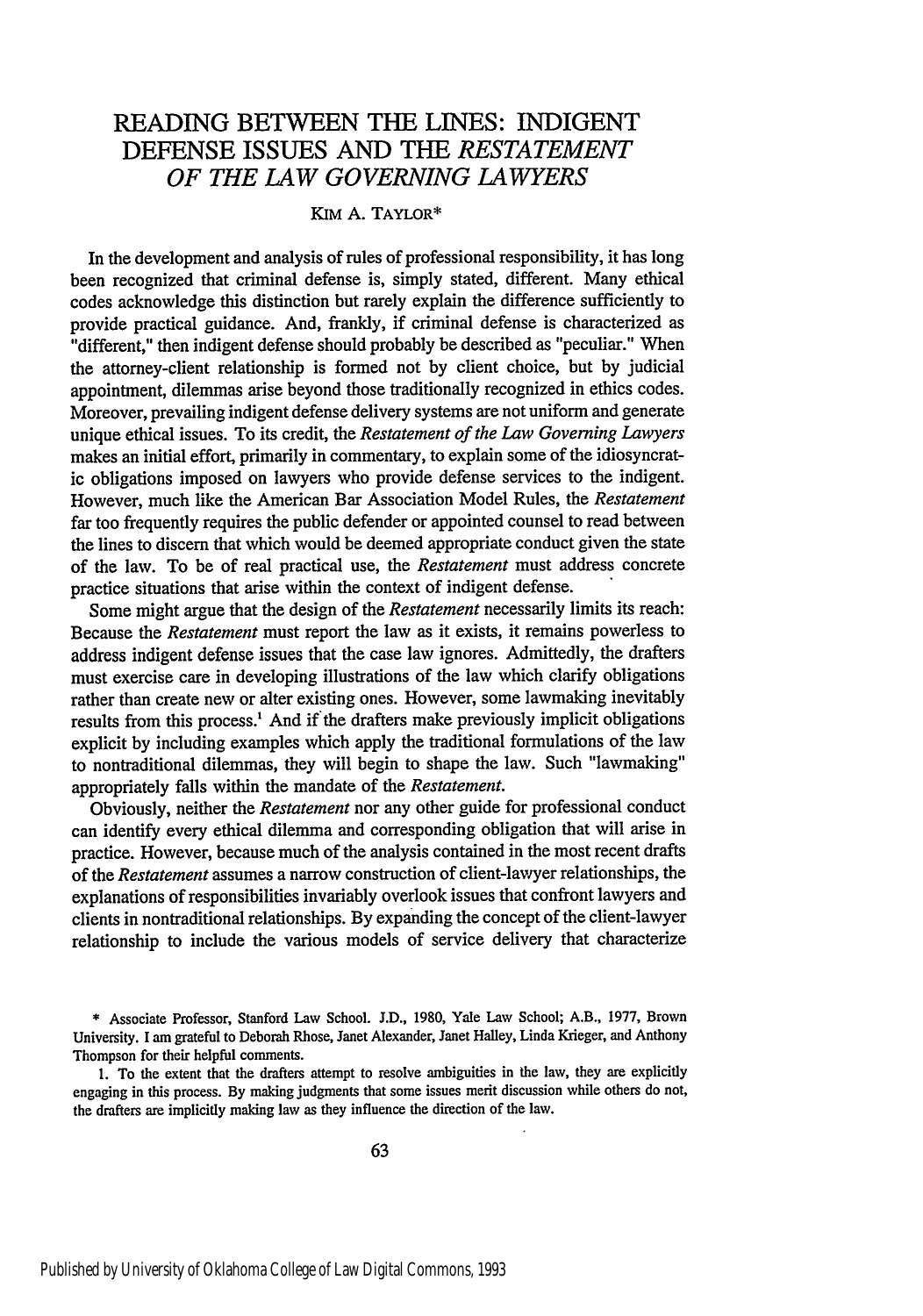# READING BETWEEN THE LINES: INDIGENT DEFENSE ISSUES AND THE *RESTATEMENT OF THE LAW GOVERNING LAWYERS*

KIM A. TAYLOR*

In the development and analysis of rules of professional responsibility, it has long been recognized that criminal defense is, simply stated, different. Many ethical codes acknowledge this distinction but rarely explain the difference sufficiently to provide practical guidance. And, frankly, if criminal defense is characterized as "different," then indigent defense should probably be described as "peculiar." When the attorney-client relationship is formed not by client choice, but by judicial appointment, dilemmas arise beyond those traditionally recognized in ethics codes. Moreover, prevailing indigent defense delivery systems are not uniform and generate unique ethical issues. To its credit, the *Restatement of the Law Governing Lawyers* makes an initial effort, primarily in commentary, to explain some of the idiosyncratic obligations imposed on lawyers who provide defense services to the indigent. However, much like the American Bar Association Model Rules, the *Restatement* far too frequently requires the public defender or appointed counsel to read between the lines to discern that which would be deemed appropriate conduct given the state of the law. To be of real practical use, the *Restatement* must address concrete practice situations that arise within the context of indigent defense.

Some might argue that the design of the *Restatement* necessarily limits its reach: Because the *Restatement* must report the law as it exists, it remains powerless to address indigent defense issues that the case law ignores. Admittedly, the drafters must exercise care in developing illustrations of the law which clarify obligations rather than create new or alter existing ones. However, some lawmaking inevitably results from this process.[1] And if the drafters make previously implicit obligations explicit by including examples which apply the traditional formulations of the law to nontraditional dilemmas, they will begin to shape the law. Such "lawmaking" appropriately falls within the mandate of the *Restatement*.

Obviously, neither the *Restatement* nor any other guide for professional conduct can identify every ethical dilemma and corresponding obligation that will arise in practice. However, because much of the analysis contained in the most recent drafts of the *Restatement* assumes a narrow construction of client-lawyer relationships, the explanations of responsibilities invariably overlook issues that confront lawyers and clients in nontraditional relationships. By expanding the concept of the client-lawyer relationship to include the various models of service delivery that characterize

---

\* Associate Professor, Stanford Law School. J.D., 1980, Yale Law School; A.B., 1977, Brown University. I am grateful to Deborah Rhose, Janet Alexander, Janet Halley, Linda Krieger, and Anthony Thompson for their helpful comments.

1. To the extent that the drafters attempt to resolve ambiguities in the law, they are explicitly engaging in this process. By making judgments that some issues merit discussion while others do not, the drafters are implicitly making law as they influence the direction of the law.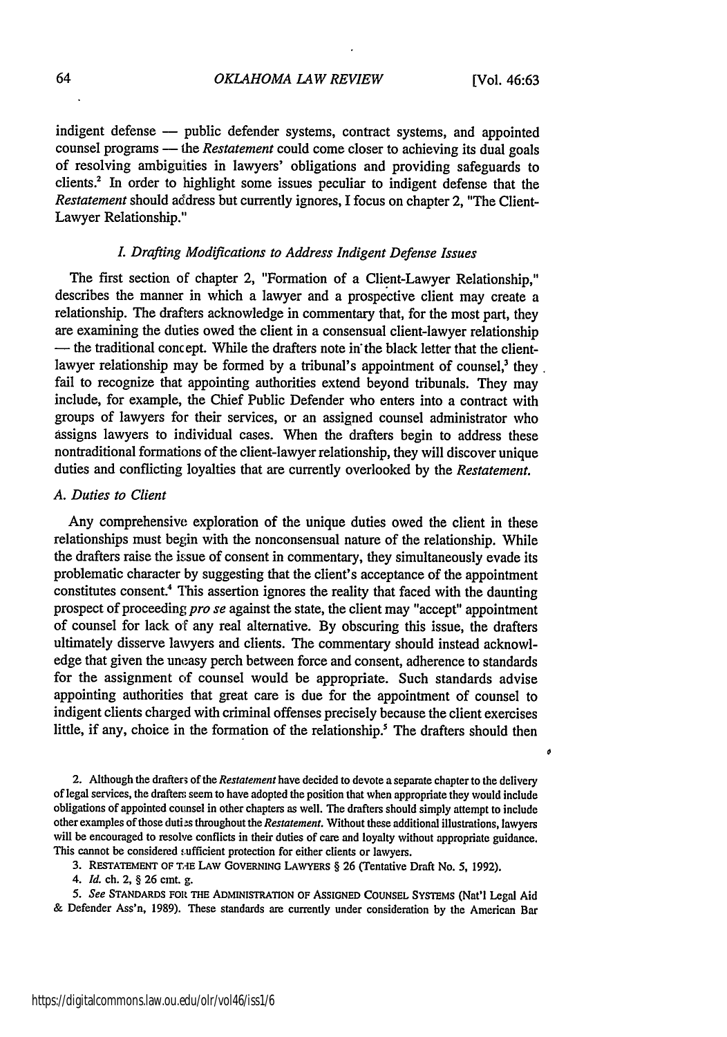indigent defense — public defender systems, contract systems, and appointed counsel programs — the *Restatement* could come closer to achieving its dual goals of resolving ambiguities in lawyers' obligations and providing safeguards to clients.[2] In order to highlight some issues peculiar to indigent defense that the *Restatement* should address but currently ignores, I focus on chapter 2, "The Client-Lawyer Relationship."

### *I. Drafting Modifications to Address Indigent Defense Issues*

The first section of chapter 2, "Formation of a Client-Lawyer Relationship," describes the manner in which a lawyer and a prospective client may create a relationship. The drafters acknowledge in commentary that, for the most part, they are examining the duties owed the client in a consensual client-lawyer relationship — the traditional concept. While the drafters note in the black letter that the client-lawyer relationship may be formed by a tribunal's appointment of counsel,[3] they fail to recognize that appointing authorities extend beyond tribunals. They may include, for example, the Chief Public Defender who enters into a contract with groups of lawyers for their services, or an assigned counsel administrator who assigns lawyers to individual cases. When the drafters begin to address these nontraditional formations of the client-lawyer relationship, they will discover unique duties and conflicting loyalties that are currently overlooked by the *Restatement*.

#### *A. Duties to Client*

Any comprehensive exploration of the unique duties owed the client in these relationships must begin with the nonconsensual nature of the relationship. While the drafters raise the issue of consent in commentary, they simultaneously evade its problematic character by suggesting that the client's acceptance of the appointment constitutes consent.[4] This assertion ignores the reality that faced with the daunting prospect of proceeding *pro se* against the state, the client may "accept" appointment of counsel for lack of any real alternative. By obscuring this issue, the drafters ultimately disserve lawyers and clients. The commentary should instead acknowledge that given the uneasy perch between force and consent, adherence to standards for the assignment of counsel would be appropriate. Such standards advise appointing authorities that great care is due for the appointment of counsel to indigent clients charged with criminal offenses precisely because the client exercises little, if any, choice in the formation of the relationship.[5] The drafters should then

---

2. Although the drafters of the *Restatement* have decided to devote a separate chapter to the delivery of legal services, the drafters seem to have adopted the position that when appropriate they would include obligations of appointed counsel in other chapters as well. The drafters should simply attempt to include other examples of those duties throughout the *Restatement*. Without these additional illustrations, lawyers will be encouraged to resolve conflicts in their duties of care and loyalty without appropriate guidance. This cannot be considered sufficient protection for either clients or lawyers.

3. RESTATEMENT OF THE LAW GOVERNING LAWYERS § 26 (Tentative Draft No. 5, 1992).

4. *Id.* ch. 2, § 26 cmt. g.

5. *See* STANDARDS FOR THE ADMINISTRATION OF ASSIGNED COUNSEL SYSTEMS (Nat'l Legal Aid & Defender Ass'n, 1989). These standards are currently under consideration by the American Bar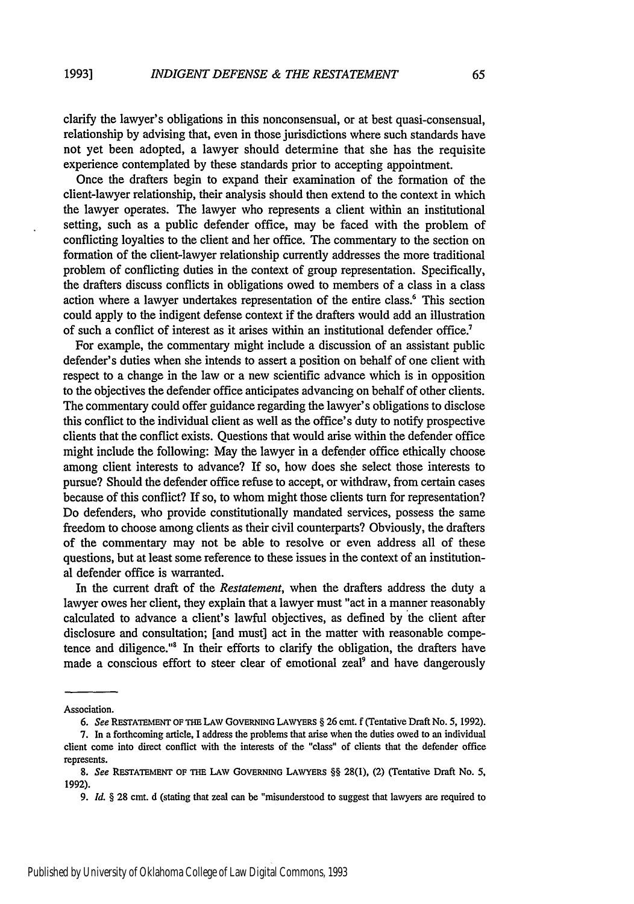clarify the lawyer's obligations in this nonconsensual, or at best quasi-consensual, relationship by advising that, even in those jurisdictions where such standards have not yet been adopted, a lawyer should determine that she has the requisite experience contemplated by these standards prior to accepting appointment.

Once the drafters begin to expand their examination of the formation of the client-lawyer relationship, their analysis should then extend to the context in which the lawyer operates. The lawyer who represents a client within an institutional setting, such as a public defender office, may be faced with the problem of conflicting loyalties to the client and her office. The commentary to the section on formation of the client-lawyer relationship currently addresses the more traditional problem of conflicting duties in the context of group representation. Specifically, the drafters discuss conflicts in obligations owed to members of a class in a class action where a lawyer undertakes representation of the entire class.[6] This section could apply to the indigent defense context if the drafters would add an illustration of such a conflict of interest as it arises within an institutional defender office.[7]

For example, the commentary might include a discussion of an assistant public defender's duties when she intends to assert a position on behalf of one client with respect to a change in the law or a new scientific advance which is in opposition to the objectives the defender office anticipates advancing on behalf of other clients. The commentary could offer guidance regarding the lawyer's obligations to disclose this conflict to the individual client as well as the office's duty to notify prospective clients that the conflict exists. Questions that would arise within the defender office might include the following: May the lawyer in a defender office ethically choose among client interests to advance? If so, how does she select those interests to pursue? Should the defender office refuse to accept, or withdraw, from certain cases because of this conflict? If so, to whom might those clients turn for representation? Do defenders, who provide constitutionally mandated services, possess the same freedom to choose among clients as their civil counterparts? Obviously, the drafters of the commentary may not be able to resolve or even address all of these questions, but at least some reference to these issues in the context of an institutional defender office is warranted.

In the current draft of the *Restatement*, when the drafters address the duty a lawyer owes her client, they explain that a lawyer must "act in a manner reasonably calculated to advance a client's lawful objectives, as defined by the client after disclosure and consultation; [and must] act in the matter with reasonable competence and diligence."[8] In their efforts to clarify the obligation, the drafters have made a conscious effort to steer clear of emotional zeal[9] and have dangerously

---

Association.

6. *See* RESTATEMENT OF THE LAW GOVERNING LAWYERS § 26 cmt. f (Tentative Draft No. 5, 1992).

7. In a forthcoming article, I address the problems that arise when the duties owed to an individual client come into direct conflict with the interests of the "class" of clients that the defender office represents.

8. *See* RESTATEMENT OF THE LAW GOVERNING LAWYERS §§ 28(1), (2) (Tentative Draft No. 5, 1992).

9. *Id.* § 28 cmt. d (stating that zeal can be "misunderstood to suggest that lawyers are required to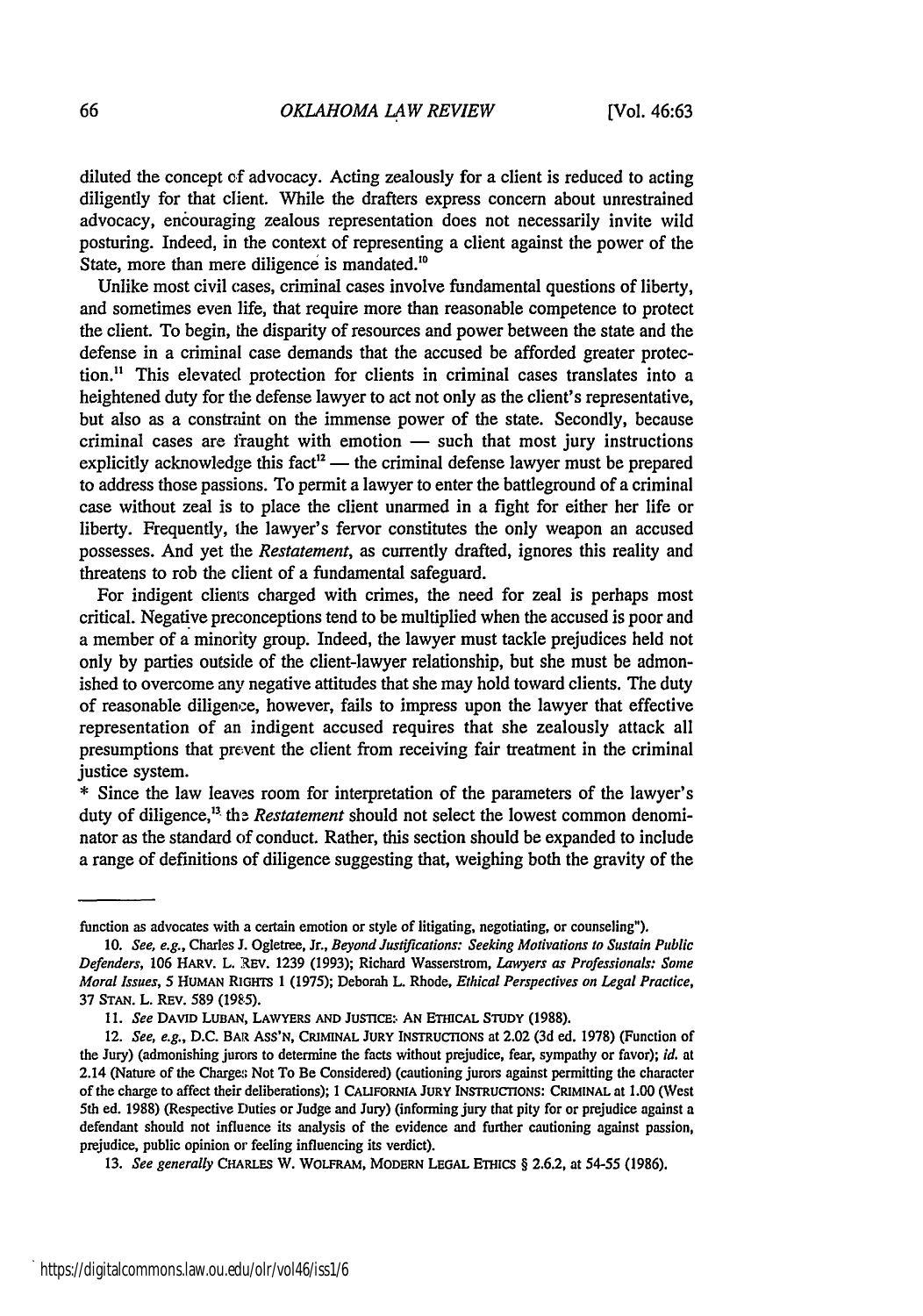diluted the concept of advocacy. Acting zealously for a client is reduced to acting diligently for that client. While the drafters express concern about unrestrained advocacy, encouraging zealous representation does not necessarily invite wild posturing. Indeed, in the context of representing a client against the power of the State, more than mere diligence is mandated.[10]

Unlike most civil cases, criminal cases involve fundamental questions of liberty, and sometimes even life, that require more than reasonable competence to protect the client. To begin, the disparity of resources and power between the state and the defense in a criminal case demands that the accused be afforded greater protection.[11] This elevated protection for clients in criminal cases translates into a heightened duty for the defense lawyer to act not only as the client's representative, but also as a constraint on the immense power of the state. Secondly, because criminal cases are fraught with emotion — such that most jury instructions explicitly acknowledge this fact[12] — the criminal defense lawyer must be prepared to address those passions. To permit a lawyer to enter the battleground of a criminal case without zeal is to place the client unarmed in a fight for either her life or liberty. Frequently, the lawyer's fervor constitutes the only weapon an accused possesses. And yet the *Restatement*, as currently drafted, ignores this reality and threatens to rob the client of a fundamental safeguard.

For indigent clients charged with crimes, the need for zeal is perhaps most critical. Negative preconceptions tend to be multiplied when the accused is poor and a member of a minority group. Indeed, the lawyer must tackle prejudices held not only by parties outside of the client-lawyer relationship, but she must be admonished to overcome any negative attitudes that she may hold toward clients. The duty of reasonable diligence, however, fails to impress upon the lawyer that effective representation of an indigent accused requires that she zealously attack all presumptions that prevent the client from receiving fair treatment in the criminal justice system.

* Since the law leaves room for interpretation of the parameters of the lawyer's duty of diligence,[13] the *Restatement* should not select the lowest common denominator as the standard of conduct. Rather, this section should be expanded to include a range of definitions of diligence suggesting that, weighing both the gravity of the

---

function as advocates with a certain emotion or style of litigating, negotiating, or counseling").

10. *See, e.g.*, Charles J. Ogletree, Jr., *Beyond Justifications: Seeking Motivations to Sustain Public Defenders*, 106 HARV. L. REV. 1239 (1993); Richard Wasserstrom, *Lawyers as Professionals: Some Moral Issues*, 5 HUMAN RIGHTS 1 (1975); Deborah L. Rhode, *Ethical Perspectives on Legal Practice*, 37 STAN. L. REV. 589 (1985).

11. *See* DAVID LUBAN, LAWYERS AND JUSTICE: AN ETHICAL STUDY (1988).

12. *See, e.g.*, D.C. BAR ASS'N, CRIMINAL JURY INSTRUCTIONS at 2.02 (3d ed. 1978) (Function of the Jury) (admonishing jurors to determine the facts without prejudice, fear, sympathy or favor); *id.* at 2.14 (Nature of the Charges Not To Be Considered) (cautioning jurors against permitting the character of the charge to affect their deliberations); 1 CALIFORNIA JURY INSTRUCTIONS: CRIMINAL at 1.00 (West 5th ed. 1988) (Respective Duties or Judge and Jury) (informing jury that pity for or prejudice against a defendant should not influence its analysis of the evidence and further cautioning against passion, prejudice, public opinion or feeling influencing its verdict).

13. *See generally* CHARLES W. WOLFRAM, MODERN LEGAL ETHICS § 2.6.2, at 54-55 (1986).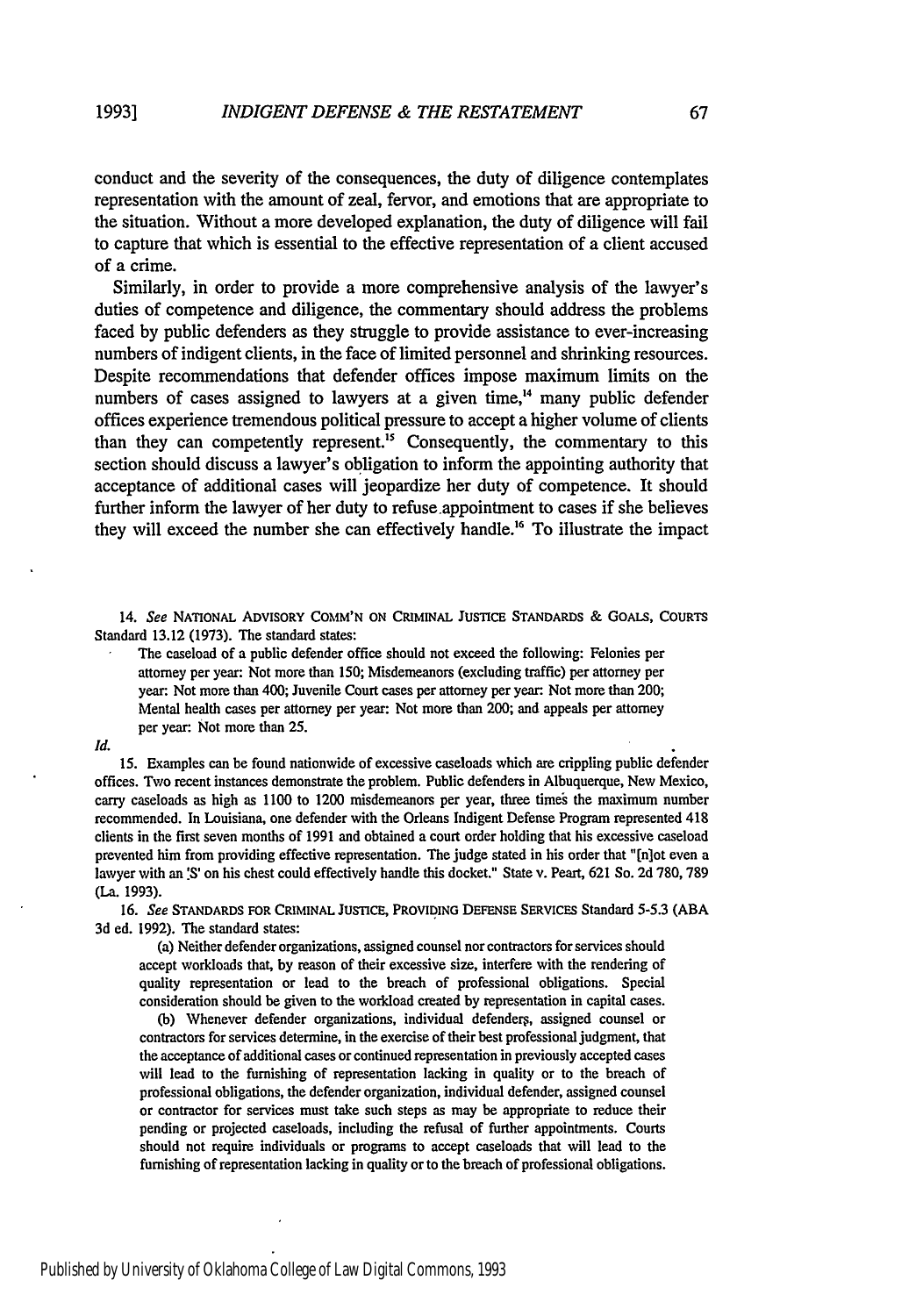conduct and the severity of the consequences, the duty of diligence contemplates representation with the amount of zeal, fervor, and emotions that are appropriate to the situation. Without a more developed explanation, the duty of diligence will fail to capture that which is essential to the effective representation of a client accused of a crime.

Similarly, in order to provide a more comprehensive analysis of the lawyer's duties of competence and diligence, the commentary should address the problems faced by public defenders as they struggle to provide assistance to ever-increasing numbers of indigent clients, in the face of limited personnel and shrinking resources. Despite recommendations that defender offices impose maximum limits on the numbers of cases assigned to lawyers at a given time,[14] many public defender offices experience tremendous political pressure to accept a higher volume of clients than they can competently represent.[15] Consequently, the commentary to this section should discuss a lawyer's obligation to inform the appointing authority that acceptance of additional cases will jeopardize her duty of competence. It should further inform the lawyer of her duty to refuse appointment to cases if she believes they will exceed the number she can effectively handle.[16] To illustrate the impact

14. *See* NATIONAL ADVISORY COMM'N ON CRIMINAL JUSTICE STANDARDS & GOALS, COURTS Standard 13.12 (1973). The standard states:

> The caseload of a public defender office should not exceed the following: Felonies per attorney per year: Not more than 150; Misdemeanors (excluding traffic) per attorney per year: Not more than 400; Juvenile Court cases per attorney per year: Not more than 200; Mental health cases per attorney per year: Not more than 200; and appeals per attorney per year: Not more than 25.

*Id.*

15. Examples can be found nationwide of excessive caseloads which are crippling public defender offices. Two recent instances demonstrate the problem. Public defenders in Albuquerque, New Mexico, carry caseloads as high as 1100 to 1200 misdemeanors per year, three times the maximum number recommended. In Louisiana, one defender with the Orleans Indigent Defense Program represented 418 clients in the first seven months of 1991 and obtained a court order holding that his excessive caseload prevented him from providing effective representation. The judge stated in his order that "[n]ot even a lawyer with an 'S' on his chest could effectively handle this docket." State v. Peart, 621 So. 2d 780, 789 (La. 1993).

16. *See* STANDARDS FOR CRIMINAL JUSTICE, PROVIDING DEFENSE SERVICES Standard 5-5.3 (ABA 3d ed. 1992). The standard states:

> (a) Neither defender organizations, assigned counsel nor contractors for services should accept workloads that, by reason of their excessive size, interfere with the rendering of quality representation or lead to the breach of professional obligations. Special consideration should be given to the workload created by representation in capital cases.
>
> (b) Whenever defender organizations, individual defenders, assigned counsel or contractors for services determine, in the exercise of their best professional judgment, that the acceptance of additional cases or continued representation in previously accepted cases will lead to the furnishing of representation lacking in quality or to the breach of professional obligations, the defender organization, individual defender, assigned counsel or contractor for services must take such steps as may be appropriate to reduce their pending or projected caseloads, including the refusal of further appointments. Courts should not require individuals or programs to accept caseloads that will lead to the furnishing of representation lacking in quality or to the breach of professional obligations.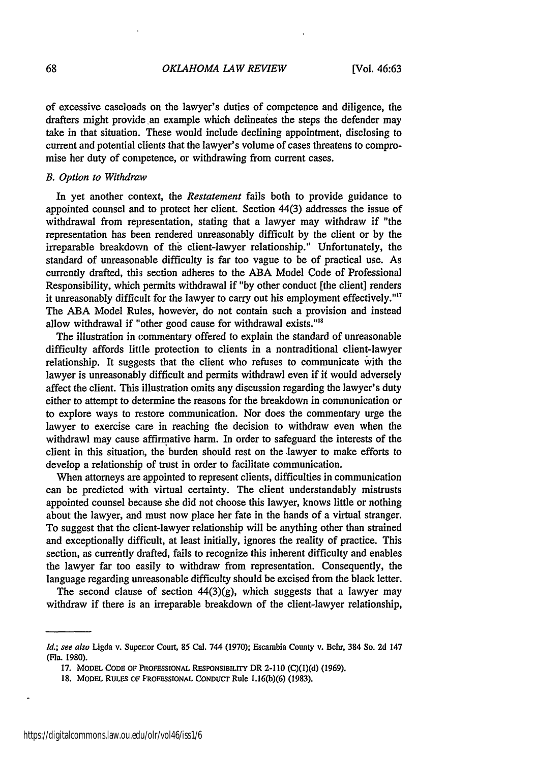of excessive caseloads on the lawyer's duties of competence and diligence, the drafters might provide an example which delineates the steps the defender may take in that situation. These would include declining appointment, disclosing to current and potential clients that the lawyer's volume of cases threatens to compromise her duty of competence, or withdrawing from current cases.

### *B. Option to Withdraw*

In yet another context, the *Restatement* fails both to provide guidance to appointed counsel and to protect her client. Section 44(3) addresses the issue of withdrawal from representation, stating that a lawyer may withdraw if "the representation has been rendered unreasonably difficult by the client or by the irreparable breakdown of the client-lawyer relationship." Unfortunately, the standard of unreasonable difficulty is far too vague to be of practical use. As currently drafted, this section adheres to the ABA Model Code of Professional Responsibility, which permits withdrawal if "by other conduct [the client] renders it unreasonably difficult for the lawyer to carry out his employment effectively."[17] The ABA Model Rules, however, do not contain such a provision and instead allow withdrawal if "other good cause for withdrawal exists."[18]

The illustration in commentary offered to explain the standard of unreasonable difficulty affords little protection to clients in a nontraditional client-lawyer relationship. It suggests that the client who refuses to communicate with the lawyer is unreasonably difficult and permits withdrawl even if it would adversely affect the client. This illustration omits any discussion regarding the lawyer's duty either to attempt to determine the reasons for the breakdown in communication or to explore ways to restore communication. Nor does the commentary urge the lawyer to exercise care in reaching the decision to withdraw even when the withdrawl may cause affirmative harm. In order to safeguard the interests of the client in this situation, the burden should rest on the lawyer to make efforts to develop a relationship of trust in order to facilitate communication.

When attorneys are appointed to represent clients, difficulties in communication can be predicted with virtual certainty. The client understandably mistrusts appointed counsel because she did not choose this lawyer, knows little or nothing about the lawyer, and must now place her fate in the hands of a virtual stranger. To suggest that the client-lawyer relationship will be anything other than strained and exceptionally difficult, at least initially, ignores the reality of practice. This section, as currently drafted, fails to recognize this inherent difficulty and enables the lawyer far too easily to withdraw from representation. Consequently, the language regarding unreasonable difficulty should be excised from the black letter.

The second clause of section 44(3)(g), which suggests that a lawyer may withdraw if there is an irreparable breakdown of the client-lawyer relationship,

---

*Id.*; *see also* Ligda v. Superior Court, 85 Cal. 744 (1970); Escambia County v. Behr, 384 So. 2d 147 (Fla. 1980).

17. MODEL CODE OF PROFESSIONAL RESPONSIBILITY DR 2-110 (C)(1)(d) (1969).

18. MODEL RULES OF PROFESSIONAL CONDUCT Rule 1.16(b)(6) (1983).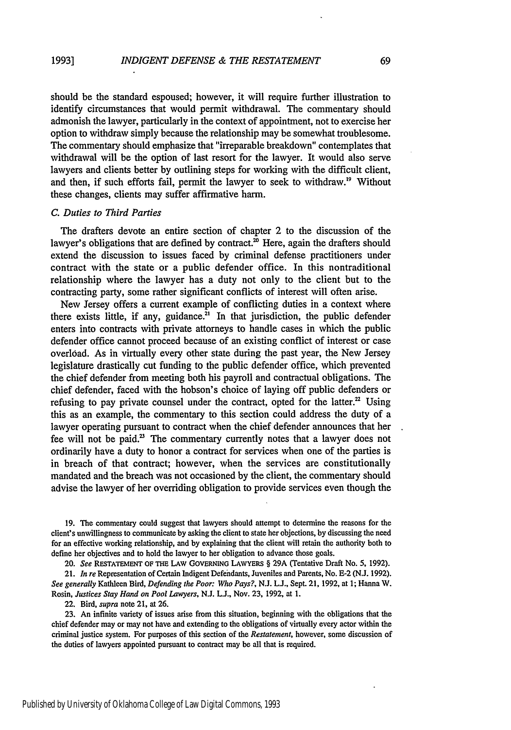should be the standard espoused; however, it will require further illustration to identify circumstances that would permit withdrawal. The commentary should admonish the lawyer, particularly in the context of appointment, not to exercise her option to withdraw simply because the relationship may be somewhat troublesome. The commentary should emphasize that "irreparable breakdown" contemplates that withdrawal will be the option of last resort for the lawyer. It would also serve lawyers and clients better by outlining steps for working with the difficult client, and then, if such efforts fail, permit the lawyer to seek to withdraw.[19] Without these changes, clients may suffer affirmative harm.

### *C. Duties to Third Parties*

The drafters devote an entire section of chapter 2 to the discussion of the lawyer's obligations that are defined by contract.[20] Here, again the drafters should extend the discussion to issues faced by criminal defense practitioners under contract with the state or a public defender office. In this nontraditional relationship where the lawyer has a duty not only to the client but to the contracting party, some rather significant conflicts of interest will often arise.

New Jersey offers a current example of conflicting duties in a context where there exists little, if any, guidance.[21] In that jurisdiction, the public defender enters into contracts with private attorneys to handle cases in which the public defender office cannot proceed because of an existing conflict of interest or case overload. As in virtually every other state during the past year, the New Jersey legislature drastically cut funding to the public defender office, which prevented the chief defender from meeting both his payroll and contractual obligations. The chief defender, faced with the hobson's choice of laying off public defenders or refusing to pay private counsel under the contract, opted for the latter.[22] Using this as an example, the commentary to this section could address the duty of a lawyer operating pursuant to contract when the chief defender announces that her fee will not be paid.[23] The commentary currently notes that a lawyer does not ordinarily have a duty to honor a contract for services when one of the parties is in breach of that contract; however, when the services are constitutionally mandated and the breach was not occasioned by the client, the commentary should advise the lawyer of her overriding obligation to provide services even though the

19. The commentary could suggest that lawyers should attempt to determine the reasons for the client's unwillingness to communicate by asking the client to state her objections, by discussing the need for an effective working relationship, and by explaining that the client will retain the authority both to define her objectives and to hold the lawyer to her obligation to advance those goals.

20. *See* RESTATEMENT OF THE LAW GOVERNING LAWYERS § 29A (Tentative Draft No. 5, 1992).

21. *In re* Representation of Certain Indigent Defendants, Juveniles and Parents, No. E-2 (N.J. 1992). *See generally* Kathleen Bird, *Defending the Poor: Who Pays?*, N.J. L.J., Sept. 21, 1992, at 1; Hanna W. Rosin, *Justices Stay Hand on Pool Lawyers*, N.J. L.J., Nov. 23, 1992, at 1.

22. Bird, *supra* note 21, at 26.

23. An infinite variety of issues arise from this situation, beginning with the obligations that the chief defender may or may not have and extending to the obligations of virtually every actor within the criminal justice system. For purposes of this section of the *Restatement*, however, some discussion of the duties of lawyers appointed pursuant to contract may be all that is required.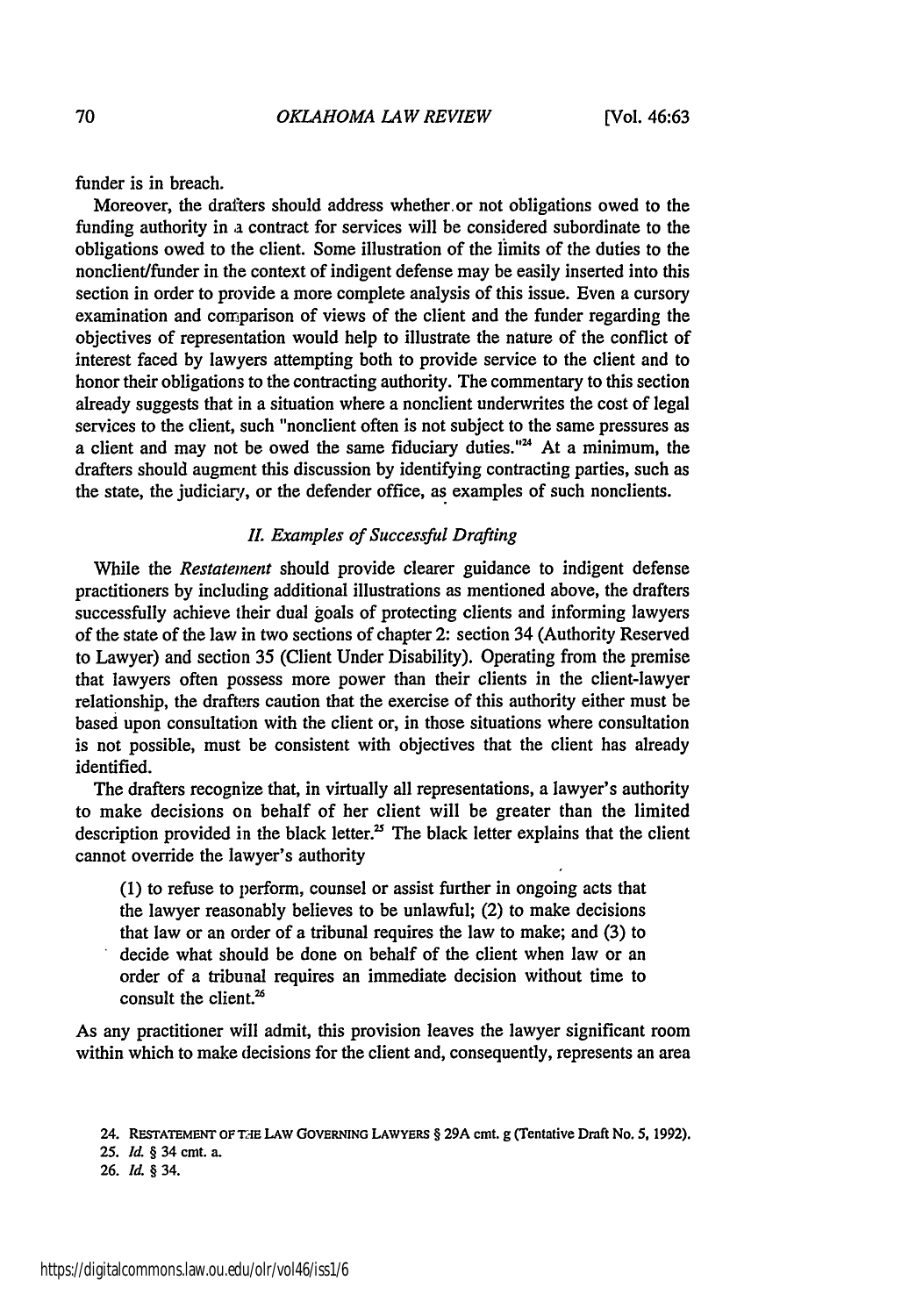funder is in breach.

Moreover, the drafters should address whether or not obligations owed to the funding authority in a contract for services will be considered subordinate to the obligations owed to the client. Some illustration of the limits of the duties to the nonclient/funder in the context of indigent defense may be easily inserted into this section in order to provide a more complete analysis of this issue. Even a cursory examination and comparison of views of the client and the funder regarding the objectives of representation would help to illustrate the nature of the conflict of interest faced by lawyers attempting both to provide service to the client and to honor their obligations to the contracting authority. The commentary to this section already suggests that in a situation where a nonclient underwrites the cost of legal services to the client, such "nonclient often is not subject to the same pressures as a client and may not be owed the same fiduciary duties."[24] At a minimum, the drafters should augment this discussion by identifying contracting parties, such as the state, the judiciary, or the defender office, as examples of such nonclients.

### *II. Examples of Successful Drafting*

While the *Restatement* should provide clearer guidance to indigent defense practitioners by including additional illustrations as mentioned above, the drafters successfully achieve their dual goals of protecting clients and informing lawyers of the state of the law in two sections of chapter 2: section 34 (Authority Reserved to Lawyer) and section 35 (Client Under Disability). Operating from the premise that lawyers often possess more power than their clients in the client-lawyer relationship, the drafters caution that the exercise of this authority either must be based upon consultation with the client or, in those situations where consultation is not possible, must be consistent with objectives that the client has already identified.

The drafters recognize that, in virtually all representations, a lawyer's authority to make decisions on behalf of her client will be greater than the limited description provided in the black letter.[25] The black letter explains that the client cannot override the lawyer's authority

> (1) to refuse to perform, counsel or assist further in ongoing acts that the lawyer reasonably believes to be unlawful; (2) to make decisions that law or an order of a tribunal requires the law to make; and (3) to decide what should be done on behalf of the client when law or an order of a tribunal requires an immediate decision without time to consult the client.[26]

As any practitioner will admit, this provision leaves the lawyer significant room within which to make decisions for the client and, consequently, represents an area

24. RESTATEMENT OF THE LAW GOVERNING LAWYERS § 29A cmt. g (Tentative Draft No. 5, 1992).

25. *Id.* § 34 cmt. a.

26. *Id.* § 34.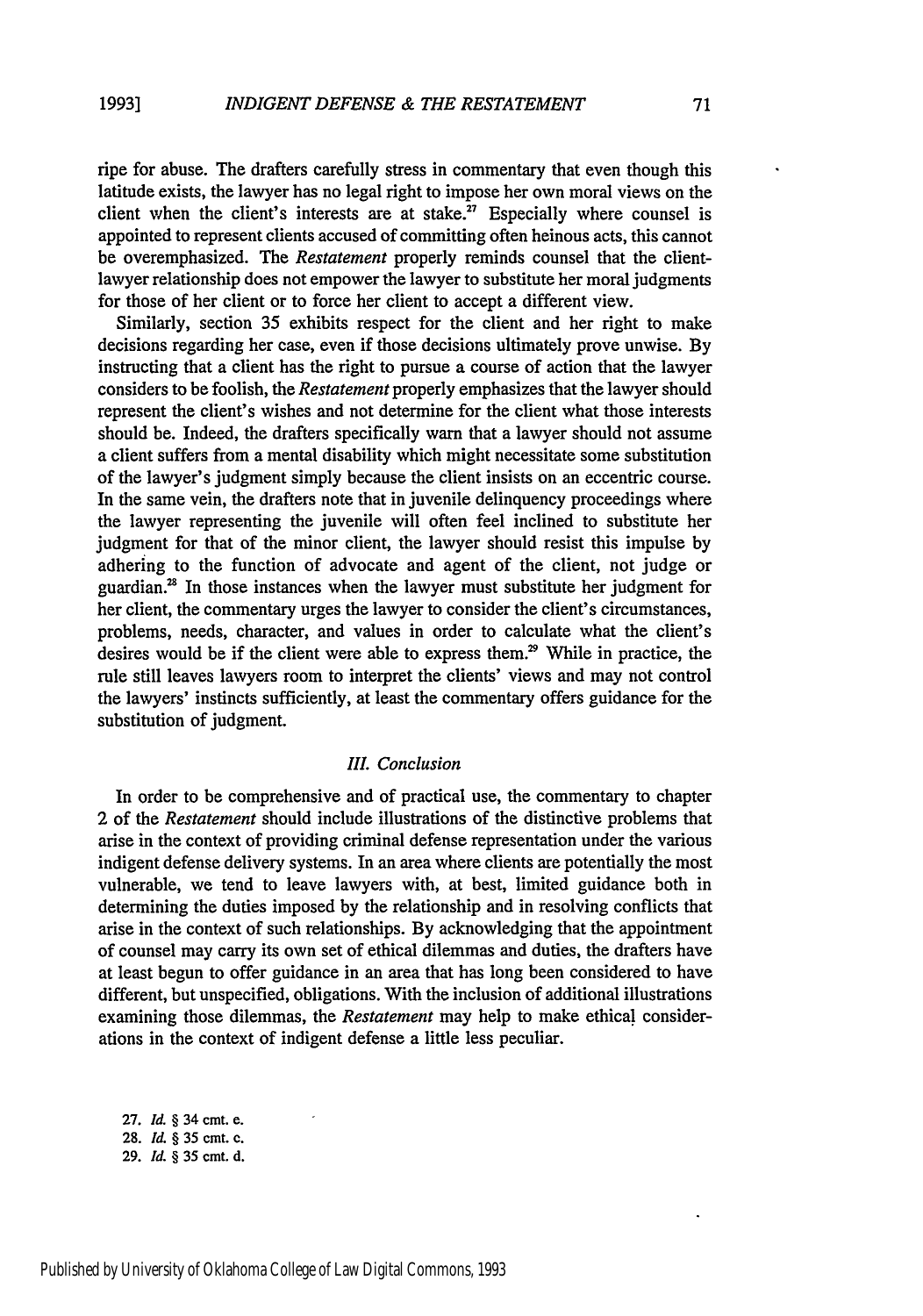ripe for abuse. The drafters carefully stress in commentary that even though this latitude exists, the lawyer has no legal right to impose her own moral views on the client when the client's interests are at stake.[27] Especially where counsel is appointed to represent clients accused of committing often heinous acts, this cannot be overemphasized. The *Restatement* properly reminds counsel that the client-lawyer relationship does not empower the lawyer to substitute her moral judgments for those of her client or to force her client to accept a different view.

Similarly, section 35 exhibits respect for the client and her right to make decisions regarding her case, even if those decisions ultimately prove unwise. By instructing that a client has the right to pursue a course of action that the lawyer considers to be foolish, the *Restatement* properly emphasizes that the lawyer should represent the client's wishes and not determine for the client what those interests should be. Indeed, the drafters specifically warn that a lawyer should not assume a client suffers from a mental disability which might necessitate some substitution of the lawyer's judgment simply because the client insists on an eccentric course. In the same vein, the drafters note that in juvenile delinquency proceedings where the lawyer representing the juvenile will often feel inclined to substitute her judgment for that of the minor client, the lawyer should resist this impulse by adhering to the function of advocate and agent of the client, not judge or guardian.[28] In those instances when the lawyer must substitute her judgment for her client, the commentary urges the lawyer to consider the client's circumstances, problems, needs, character, and values in order to calculate what the client's desires would be if the client were able to express them.[29] While in practice, the rule still leaves lawyers room to interpret the clients' views and may not control the lawyers' instincts sufficiently, at least the commentary offers guidance for the substitution of judgment.

### *III. Conclusion*

In order to be comprehensive and of practical use, the commentary to chapter 2 of the *Restatement* should include illustrations of the distinctive problems that arise in the context of providing criminal defense representation under the various indigent defense delivery systems. In an area where clients are potentially the most vulnerable, we tend to leave lawyers with, at best, limited guidance both in determining the duties imposed by the relationship and in resolving conflicts that arise in the context of such relationships. By acknowledging that the appointment of counsel may carry its own set of ethical dilemmas and duties, the drafters have at least begun to offer guidance in an area that has long been considered to have different, but unspecified, obligations. With the inclusion of additional illustrations examining those dilemmas, the *Restatement* may help to make ethical considerations in the context of indigent defense a little less peculiar.

27. *Id.* § 34 cmt. e.
28. *Id.* § 35 cmt. c.
29. *Id.* § 35 cmt. d.